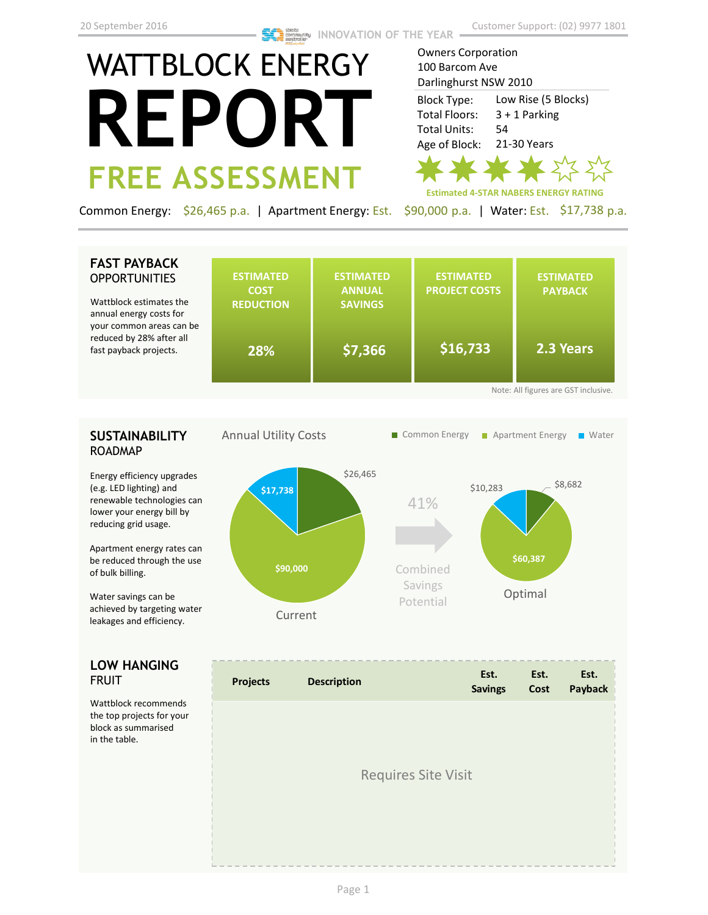20 September 2016

INNOVATION OF THE YEAR

Customer Support: (02) 9977 1801

# WATTBLOCK ENERGY REPORT

## FREE ASSESSMENT

Owners Corporation
100 Barcom Ave
Darlinghurst NSW 2010

| | |
|---|---|
| Block Type: | Low Rise (5 Blocks) |
| Total Floors: | 3 + 1 Parking |
| Total Units: | 54 |
| Age of Block: | 21-30 Years |

Estimated 4-STAR NABERS ENERGY RATING

Common Energy: $26,465 p.a. | Apartment Energy: Est. $90,000 p.a. | Water: Est. $17,738 p.a.

## FAST PAYBACK OPPORTUNITIES

Wattblock estimates the annual energy costs for your common areas can be reduced by 28% after all fast payback projects.

| ESTIMATED COST REDUCTION | ESTIMATED ANNUAL SAVINGS | ESTIMATED PROJECT COSTS | ESTIMATED PAYBACK |
|---|---|---|---|
| 28% | $7,366 | $16,733 | 2.3 Years |

Note: All figures are GST inclusive.

## SUSTAINABILITY ROADMAP

Energy efficiency upgrades (e.g. LED lighting) and renewable technologies can lower your energy bill by reducing grid usage.

Apartment energy rates can be reduced through the use of bulk billing.

Water savings can be achieved by targeting water leakages and efficiency.

Annual Utility Costs

Common Energy | Apartment Energy | Water

Current: $26,465 (Common Energy), $90,000 (Apartment Energy), $17,738 (Water)

41% Combined Savings Potential

Optimal: $8,682 (Common Energy), $60,387 (Apartment Energy), $10,283 (Water)

## LOW HANGING FRUIT

Wattblock recommends the top projects for your block as summarised in the table.

| Projects | Description | Est. Savings | Est. Cost | Est. Payback |
|---|---|---|---|---|
| Requires Site Visit | | | | |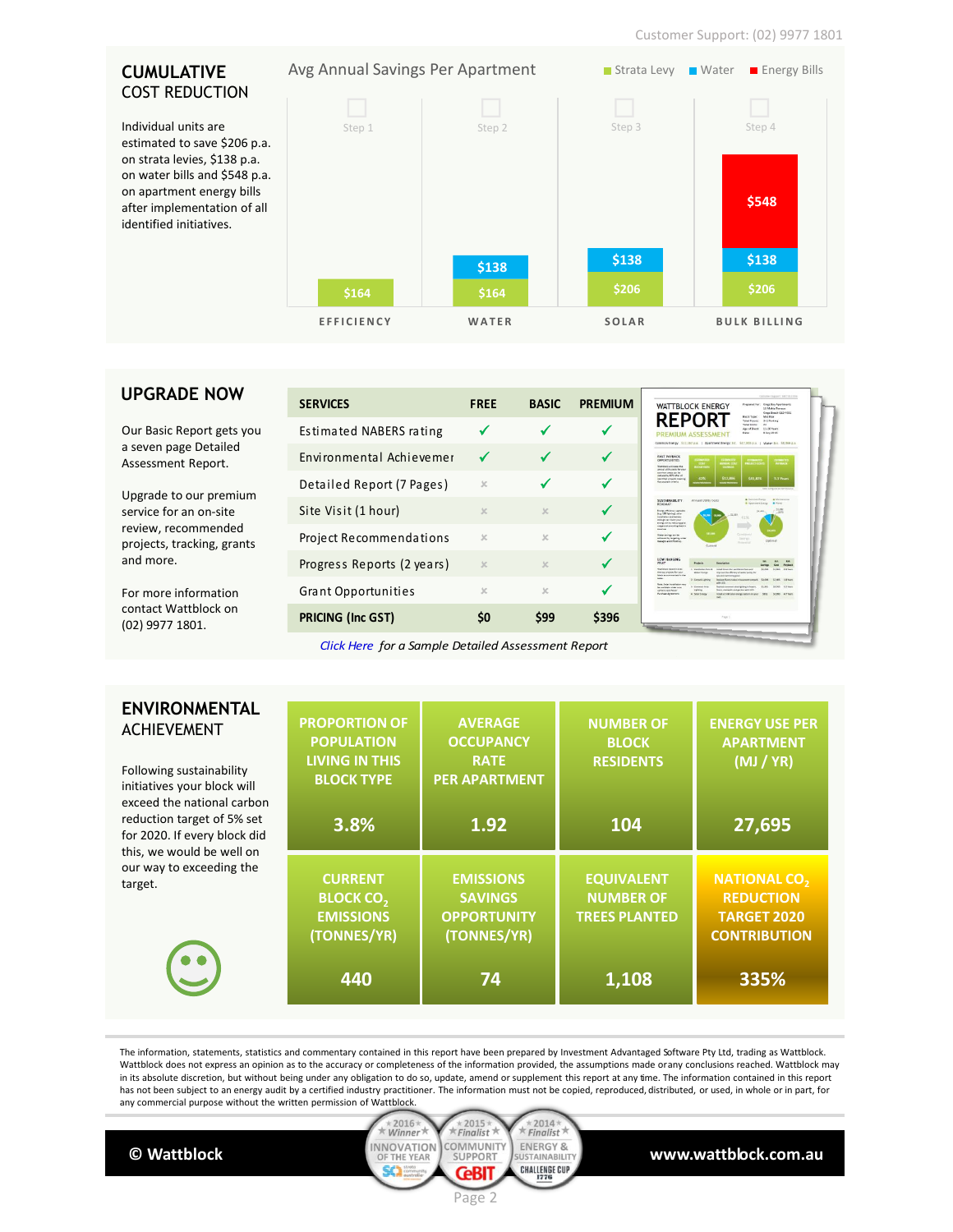Customer Support: (02) 9977 1801

## CUMULATIVE COST REDUCTION

Individual units are estimated to save $206 p.a. on strata levies, $138 p.a. on water bills and $548 p.a. on apartment energy bills after implementation of all identified initiatives.

Avg Annual Savings Per Apartment

Strata Levy | Water | Energy Bills

Step 1 — EFFICIENCY: $164

Step 2 — WATER: $138, $164

Step 3 — SOLAR: $138, $206

Step 4 — BULK BILLING: $548, $138, $206

## UPGRADE NOW

Our Basic Report gets you a seven page Detailed Assessment Report.

Upgrade to our premium service for an on-site review, recommended projects, tracking, grants and more.

For more information contact Wattblock on (02) 9977 1801.

| SERVICES | FREE | BASIC | PREMIUM |
|---|---|---|---|
| Estimated NABERS rating | ✓ | ✓ | ✓ |
| Environmental Achievemer | ✓ | ✓ | ✓ |
| Detailed Report (7 Pages) | × | ✓ | ✓ |
| Site Visit (1 hour) | × | × | ✓ |
| Project Recommendations | × | × | ✓ |
| Progress Reports (2 years) | × | × | ✓ |
| Grant Opportunities | × | × | ✓ |
| **PRICING (Inc GST)** | **$0** | **$99** | **$396** |

*Click Here for a Sample Detailed Assessment Report*

## ENVIRONMENTAL ACHIEVEMENT

Following sustainability initiatives your block will exceed the national carbon reduction target of 5% set for 2020. If every block did this, we would be well on our way to exceeding the target.

| | | | |
|---|---|---|---|
| PROPORTION OF POPULATION LIVING IN THIS BLOCK TYPE | AVERAGE OCCUPANCY RATE PER APARTMENT | NUMBER OF BLOCK RESIDENTS | ENERGY USE PER APARTMENT (MJ / YR) |
| 3.8% | 1.92 | 104 | 27,695 |
| CURRENT BLOCK $CO_2$ EMISSIONS (TONNES/YR) | EMISSIONS SAVINGS OPPORTUNITY (TONNES/YR) | EQUIVALENT NUMBER OF TREES PLANTED | NATIONAL $CO_2$ REDUCTION TARGET 2020 CONTRIBUTION |
| 440 | 74 | 1,108 | 335% |

The information, statements, statistics and commentary contained in this report have been prepared by Investment Advantaged Software Pty Ltd, trading as Wattblock. Wattblock does not express an opinion as to the accuracy or completeness of the information provided, the assumptions made orany conclusions reached. Wattblock may in its absolute discretion, but without being under any obligation to do so, update, amend or supplement this report at any time. The information contained in this report has not been subject to an energy audit by a certified industry practitioner. The information must not be copied, reproduced, distributed, or used, in whole or in part, for any commercial purpose without the written permission of Wattblock.

© Wattblock

2016 Winner — Innovation of the Year | 2015 Finalist — Community Support | 2014 Finalist — Energy & Sustainability Challenge Cup

www.wattblock.com.au